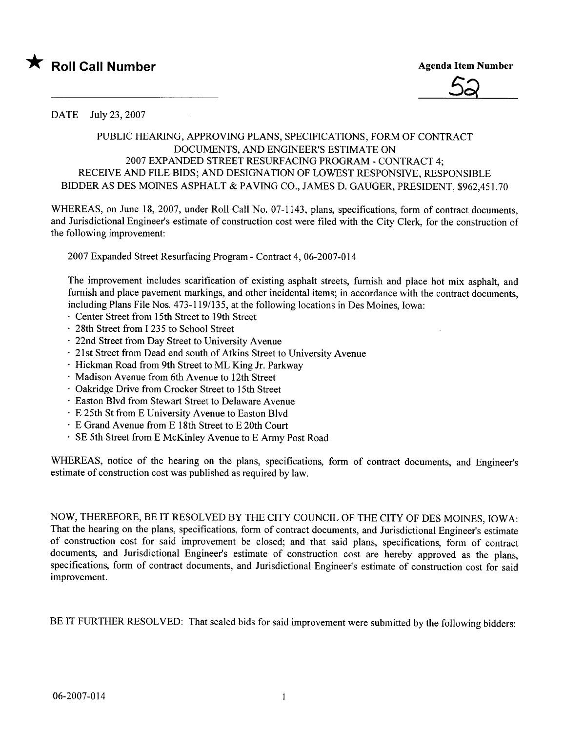★ **Roll Call Number**

**Agenda Item Number**

52

DATE July 23, 2007

PUBLIC HEARING, APPROVING PLANS, SPECIFICATIONS, FORM OF CONTRACT DOCUMENTS, AND ENGINEER'S ESTIMATE ON 2007 EXPANDED STREET RESURFACING PROGRAM - CONTRACT 4; RECEIVE AND FILE BIDS; AND DESIGNATION OF LOWEST RESPONSIVE, RESPONSIBLE BIDDER AS DES MOINES ASPHALT & PAVING CO., JAMES D. GAUGER, PRESIDENT, $962,451.70

WHEREAS, on June 18, 2007, under Roll Call No. 07-1143, plans, specifications, form of contract documents, and Jurisdictional Engineer's estimate of construction cost were filed with the City Clerk, for the construction of the following improvement:

2007 Expanded Street Resurfacing Program - Contract 4, 06-2007-014

The improvement includes scarification of existing asphalt streets, furnish and place hot mix asphalt, and furnish and place pavement markings, and other incidental items; in accordance with the contract documents, including Plans File Nos. 473-119/135, at the following locations in Des Moines, Iowa:

- Center Street from 15th Street to 19th Street
- 28th Street from I 235 to School Street
- 22nd Street from Day Street to University Avenue
- 21st Street from Dead end south of Atkins Street to University Avenue
- Hickman Road from 9th Street to ML King Jr. Parkway
- Madison Avenue from 6th Avenue to 12th Street
- Oakridge Drive from Crocker Street to 15th Street
- Easton Blvd from Stewart Street to Delaware Avenue
- E 25th St from E University Avenue to Easton Blvd
- E Grand Avenue from E 18th Street to E 20th Court
- SE 5th Street from E McKinley Avenue to E Army Post Road

WHEREAS, notice of the hearing on the plans, specifications, form of contract documents, and Engineer's estimate of construction cost was published as required by law.

NOW, THEREFORE, BE IT RESOLVED BY THE CITY COUNCIL OF THE CITY OF DES MOINES, IOWA: That the hearing on the plans, specifications, form of contract documents, and Jurisdictional Engineer's estimate of construction cost for said improvement be closed; and that said plans, specifications, form of contract documents, and Jurisdictional Engineer's estimate of construction cost are hereby approved as the plans, specifications, form of contract documents, and Jurisdictional Engineer's estimate of construction cost for said improvement.

BE IT FURTHER RESOLVED: That sealed bids for said improvement were submitted by the following bidders:

06-2007-014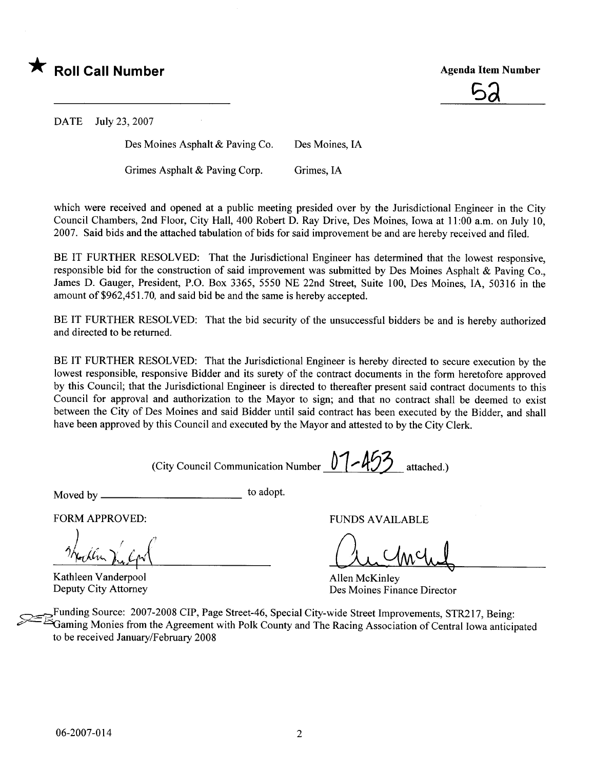★ **Roll Call Number**

**Agenda Item Number**

52

DATE July 23, 2007

| | |
|---|---|
| Des Moines Asphalt & Paving Co. | Des Moines, IA |
| Grimes Asphalt & Paving Corp. | Grimes, IA |

which were received and opened at a public meeting presided over by the Jurisdictional Engineer in the City Council Chambers, 2nd Floor, City Hall, 400 Robert D. Ray Drive, Des Moines, Iowa at 11:00 a.m. on July 10, 2007. Said bids and the attached tabulation of bids for said improvement be and are hereby received and filed.

BE IT FURTHER RESOLVED: That the Jurisdictional Engineer has determined that the lowest responsive, responsible bid for the construction of said improvement was submitted by Des Moines Asphalt & Paving Co., James D. Gauger, President, P.O. Box 3365, 5550 NE 22nd Street, Suite 100, Des Moines, IA, 50316 in the amount of $962,451.70, and said bid be and the same is hereby accepted.

BE IT FURTHER RESOLVED: That the bid security of the unsuccessful bidders be and is hereby authorized and directed to be returned.

BE IT FURTHER RESOLVED: That the Jurisdictional Engineer is hereby directed to secure execution by the lowest responsible, responsive Bidder and its surety of the contract documents in the form heretofore approved by this Council; that the Jurisdictional Engineer is directed to thereafter present said contract documents to this Council for approval and authorization to the Mayor to sign; and that no contract shall be deemed to exist between the City of Des Moines and said Bidder until said contract has been executed by the Bidder, and shall have been approved by this Council and executed by the Mayor and attested to by the City Clerk.

(City Council Communication Number 07-453 attached.)

Moved by ________________________ to adopt.

FORM APPROVED:

Kathleen Vanderpool
Deputy City Attorney

FUNDS AVAILABLE

Allen McKinley
Des Moines Finance Director

Funding Source: 2007-2008 CIP, Page Street-46, Special City-wide Street Improvements, STR217, Being: Gaming Monies from the Agreement with Polk County and The Racing Association of Central Iowa anticipated to be received January/February 2008

06-2007-014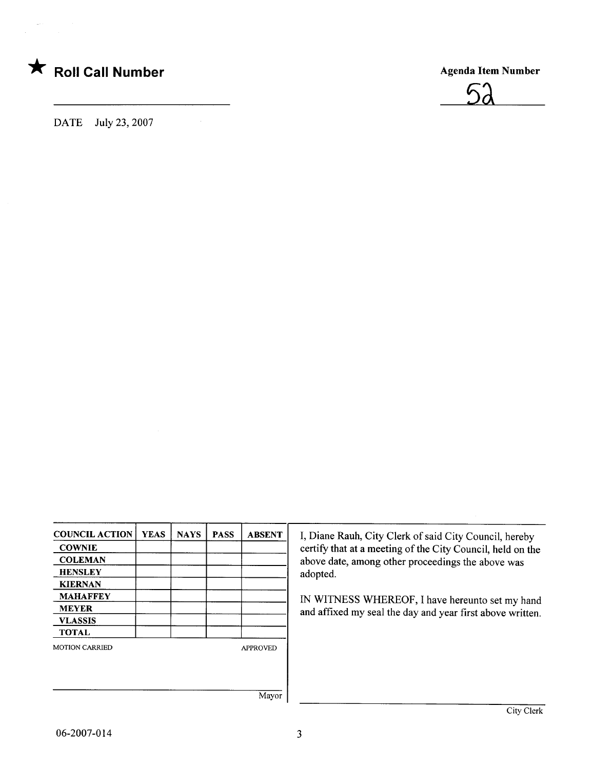★ **Roll Call Number**

**Agenda Item Number**

52

DATE July 23, 2007

| COUNCIL ACTION | YEAS | NAYS | PASS | ABSENT |
|---|---|---|---|---|
| COWNIE | | | | |
| COLEMAN | | | | |
| HENSLEY | | | | |
| KIERNAN | | | | |
| MAHAFFEY | | | | |
| MEYER | | | | |
| VLASSIS | | | | |
| TOTAL | | | | |

MOTION CARRIED APPROVED

Mayor

I, Diane Rauh, City Clerk of said City Council, hereby certify that at a meeting of the City Council, held on the above date, among other proceedings the above was adopted.

IN WITNESS WHEREOF, I have hereunto set my hand and affixed my seal the day and year first above written.

City Clerk

06-2007-014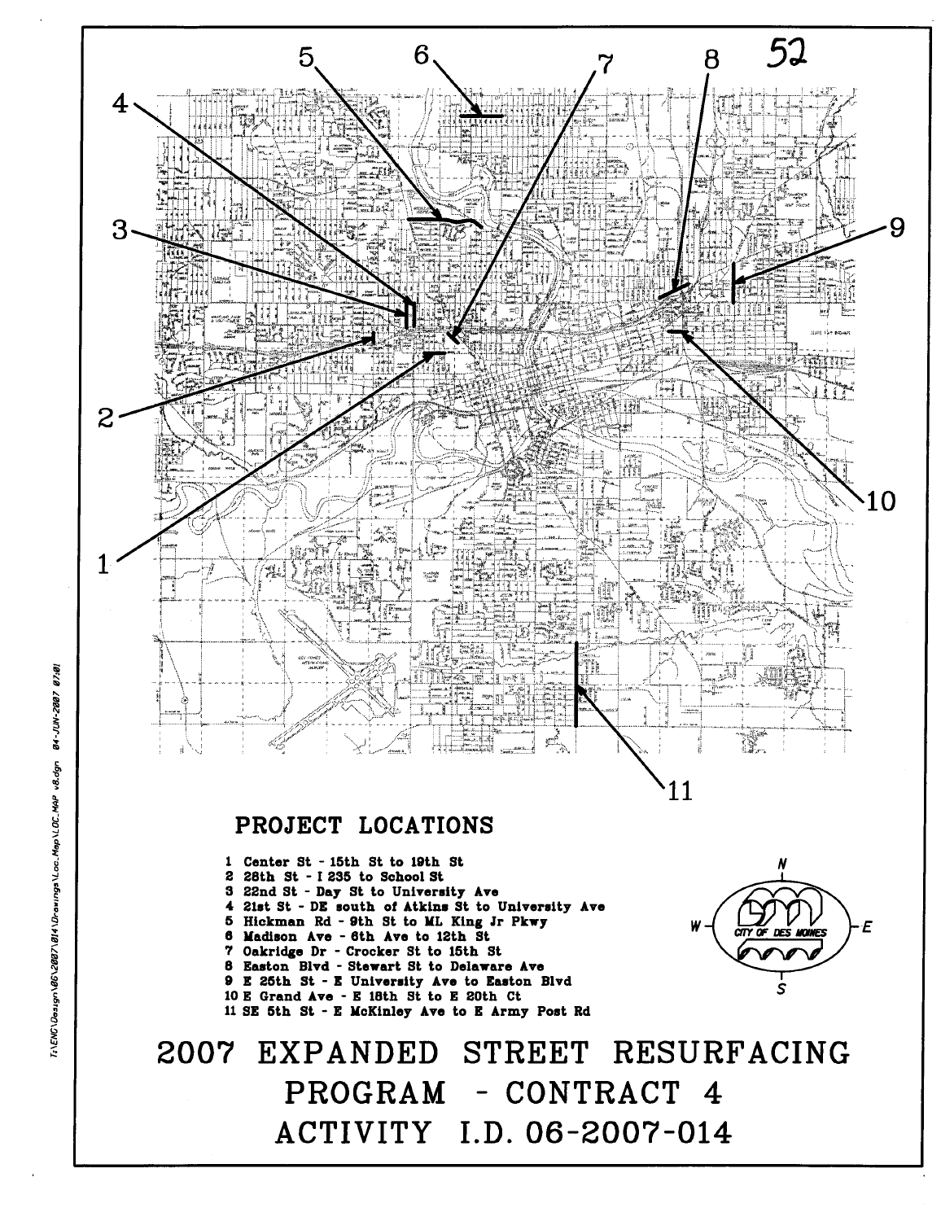## PROJECT LOCATIONS

1. Center St - 15th St to 19th St
2. 28th St - I 235 to School St
3. 22nd St - Day St to University Ave
4. 21st St - DE south of Atkins St to University Ave
5. Hickman Rd - 9th St to ML King Jr Pkwy
6. Madison Ave - 6th Ave to 12th St
7. Oakridge Dr - Crocker St to 15th St
8. Easton Blvd - Stewart St to Delaware Ave
9. E 25th St - E University Ave to Easton Blvd
10. E Grand Ave - E 18th St to E 20th Ct
11. SE 5th St - E McKinley Ave to E Army Post Rd

# 2007 EXPANDED STREET RESURFACING PROGRAM - CONTRACT 4

# ACTIVITY I.D. 06-2007-014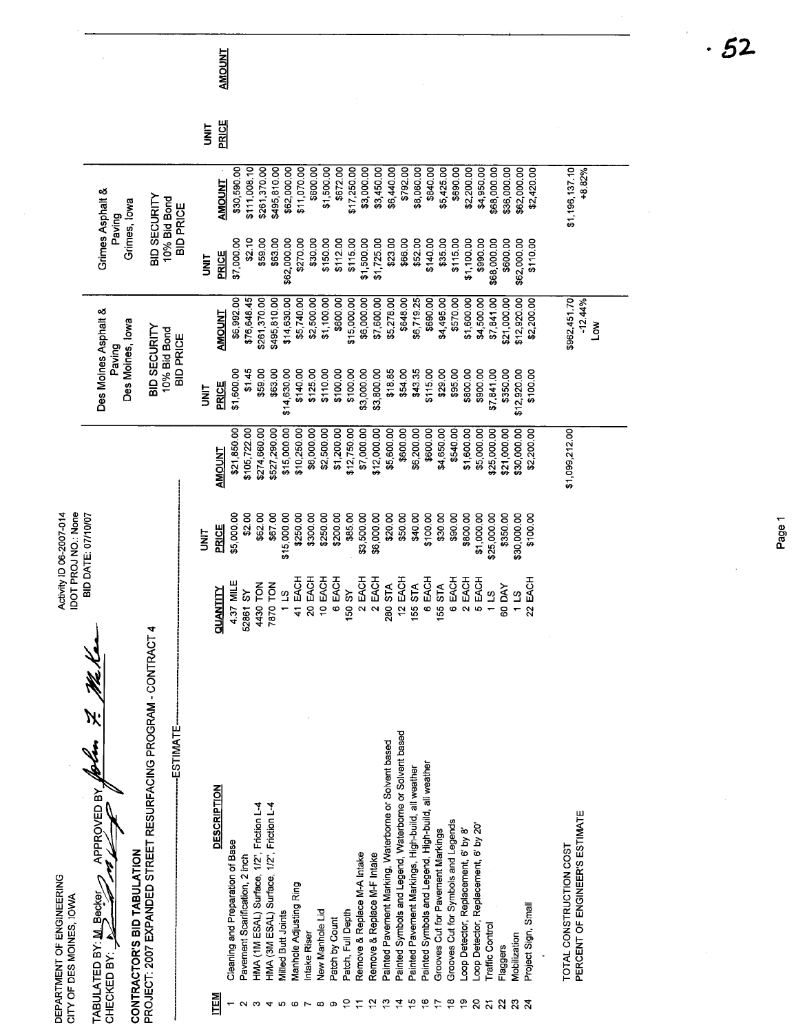DEPARTMENT OF ENGINEERING
CITY OF DES MOINES, IOWA

Activity ID 06-2007-014
IDOT PROJ NO.: None
BID DATE: 07/10/07

TABULATED BY: M. Becker APPROVED BY: John T. McKee
CHECKED BY:

**CONTRACTOR'S BID TABULATION**
**PROJECT: 2007 EXPANDED STREET RESURFACING PROGRAM - CONTRACT 4**

.52

| ITEM | DESCRIPTION | QUANTITY | ESTIMATE UNIT PRICE | ESTIMATE AMOUNT | Des Moines Asphalt & Paving, Des Moines, Iowa — BID SECURITY 10% Bid Bond BID PRICE UNIT PRICE | Des Moines Asphalt & Paving AMOUNT | Grimes Asphalt & Paving, Grimes, Iowa — BID SECURITY 10% Bid Bond BID PRICE UNIT PRICE | Grimes Asphalt & Paving AMOUNT | UNIT PRICE | AMOUNT |
|---|---|---|---|---|---|---|---|---|---|---|
| 1 | Cleaning and Preparation of Base | 4.37 MILE | $5,000.00 | $21,850.00 | $1,600.00 | $6,992.00 | $7,000.00 | $30,590.00 | | |
| 2 | Pavement Scarification, 2 inch | 52861 SY | $2.00 | $105,722.00 | $1.45 | $76,648.45 | $2.10 | $111,008.10 | | |
| 3 | HMA (1M ESAL) Surface, 1/2", Friction L-4 | 4430 TON | $62.00 | $274,660.00 | $59.00 | $261,370.00 | $59.00 | $261,370.00 | | |
| 4 | HMA (3M ESAL) Surface, 1/2", Friction L-4 | 7870 TON | $67.00 | $527,290.00 | $63.00 | $495,810.00 | $63.00 | $495,810.00 | | |
| 5 | Milled Butt Joints | 1 LS | $15,000.00 | $15,000.00 | $14,630.00 | $14,630.00 | $62,000.00 | $62,000.00 | | |
| 6 | Manhole Adjusting Ring | 41 EACH | $250.00 | $10,250.00 | $140.00 | $5,740.00 | $270.00 | $11,070.00 | | |
| 7 | Intake Riser | 20 EACH | $300.00 | $6,000.00 | $125.00 | $2,500.00 | $30.00 | $600.00 | | |
| 8 | New Manhole Lid | 10 EACH | $250.00 | $2,500.00 | $110.00 | $1,100.00 | $150.00 | $1,500.00 | | |
| 9 | Patch by Count | 6 EACH | $200.00 | $1,200.00 | $100.00 | $600.00 | $112.00 | $672.00 | | |
| 10 | Patch, Full Depth | 150 SY | $85.00 | $12,750.00 | $100.00 | $15,000.00 | $115.00 | $17,250.00 | | |
| 11 | Remove & Replace M-A Intake | 2 EACH | $3,500.00 | $7,000.00 | $3,000.00 | $6,000.00 | $1,500.00 | $3,000.00 | | |
| 12 | Remove & Replace M-F Intake | 2 EACH | $6,000.00 | $12,000.00 | $3,800.00 | $7,600.00 | $1,725.00 | $3,450.00 | | |
| 13 | Painted Pavement Marking, Waterborne or Solvent based | 280 STA | $20.00 | $5,600.00 | $18.85 | $5,278.00 | $23.00 | $6,440.00 | | |
| 14 | Painted Symbols and Legend, Waterborne or Solvent based | 12 EACH | $50.00 | $600.00 | $54.00 | $648.00 | $66.00 | $792.00 | | |
| 15 | Painted Pavement Markings, High-build, all weather | 155 STA | $40.00 | $6,200.00 | $43.35 | $6,719.25 | $52.00 | $8,060.00 | | |
| 16 | Painted Symbols and Legend, High-build, all weather | 6 EACH | $100.00 | $600.00 | $115.00 | $690.00 | $140.00 | $840.00 | | |
| 17 | Grooves Cut for Pavement Markings | 155 STA | $30.00 | $4,650.00 | $29.00 | $4,495.00 | $35.00 | $5,425.00 | | |
| 18 | Grooves Cut for Symbols and Legends | 6 EACH | $90.00 | $540.00 | $95.00 | $570.00 | $115.00 | $690.00 | | |
| 19 | Loop Detector, Replacement, 6' by 8' | 2 EACH | $800.00 | $1,600.00 | $800.00 | $1,600.00 | $1,100.00 | $2,200.00 | | |
| 20 | Loop Detector, Replacement, 6' by 20' | 5 EACH | $1,000.00 | $5,000.00 | $900.00 | $4,500.00 | $990.00 | $4,950.00 | | |
| 21 | Traffic Control | 1 LS | $25,000.00 | $25,000.00 | $7,841.00 | $7,841.00 | $68,000.00 | $68,000.00 | | |
| 22 | Flaggers | 60 DAY | $350.00 | $21,000.00 | $350.00 | $21,000.00 | $600.00 | $36,000.00 | | |
| 23 | Mobilization | 1 LS | $30,000.00 | $30,000.00 | $12,920.00 | $12,920.00 | $62,000.00 | $62,000.00 | | |
| 24 | Project Sign, Small | 22 EACH | $100.00 | $2,200.00 | $100.00 | $2,200.00 | $110.00 | $2,420.00 | | |
| | TOTAL CONSTRUCTION COST | | | $1,099,212.00 | | $962,451.70 | | $1,196,137.10 | | |
| | PERCENT OF ENGINEER'S ESTIMATE | | | | | -12.44% Low | | +8.82% | | |